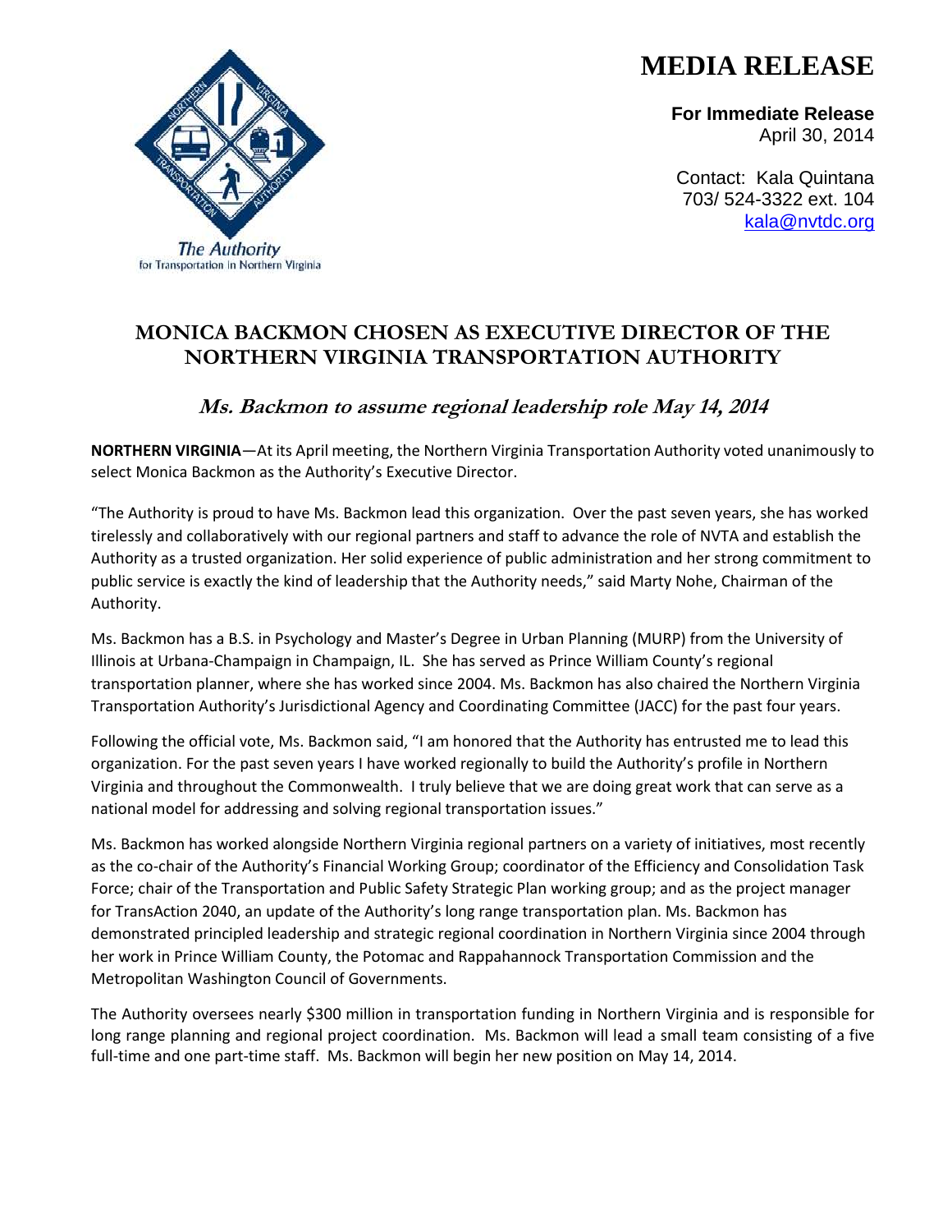The Authority for Transportation in Northern Virginia

# MEDIA RELEASE

**For Immediate Release**
April 30, 2014

Contact: Kala Quintana
703/ 524-3322 ext. 104
kala@nvtdc.org

## MONICA BACKMON CHOSEN AS EXECUTIVE DIRECTOR OF THE NORTHERN VIRGINIA TRANSPORTATION AUTHORITY

### *Ms. Backmon to assume regional leadership role May 14, 2014*

**NORTHERN VIRGINIA**—At its April meeting, the Northern Virginia Transportation Authority voted unanimously to select Monica Backmon as the Authority's Executive Director.

"The Authority is proud to have Ms. Backmon lead this organization. Over the past seven years, she has worked tirelessly and collaboratively with our regional partners and staff to advance the role of NVTA and establish the Authority as a trusted organization. Her solid experience of public administration and her strong commitment to public service is exactly the kind of leadership that the Authority needs," said Marty Nohe, Chairman of the Authority.

Ms. Backmon has a B.S. in Psychology and Master's Degree in Urban Planning (MURP) from the University of Illinois at Urbana-Champaign in Champaign, IL. She has served as Prince William County's regional transportation planner, where she has worked since 2004. Ms. Backmon has also chaired the Northern Virginia Transportation Authority's Jurisdictional Agency and Coordinating Committee (JACC) for the past four years.

Following the official vote, Ms. Backmon said, "I am honored that the Authority has entrusted me to lead this organization. For the past seven years I have worked regionally to build the Authority's profile in Northern Virginia and throughout the Commonwealth. I truly believe that we are doing great work that can serve as a national model for addressing and solving regional transportation issues."

Ms. Backmon has worked alongside Northern Virginia regional partners on a variety of initiatives, most recently as the co-chair of the Authority's Financial Working Group; coordinator of the Efficiency and Consolidation Task Force; chair of the Transportation and Public Safety Strategic Plan working group; and as the project manager for TransAction 2040, an update of the Authority's long range transportation plan. Ms. Backmon has demonstrated principled leadership and strategic regional coordination in Northern Virginia since 2004 through her work in Prince William County, the Potomac and Rappahannock Transportation Commission and the Metropolitan Washington Council of Governments.

The Authority oversees nearly $300 million in transportation funding in Northern Virginia and is responsible for long range planning and regional project coordination. Ms. Backmon will lead a small team consisting of a five full-time and one part-time staff. Ms. Backmon will begin her new position on May 14, 2014.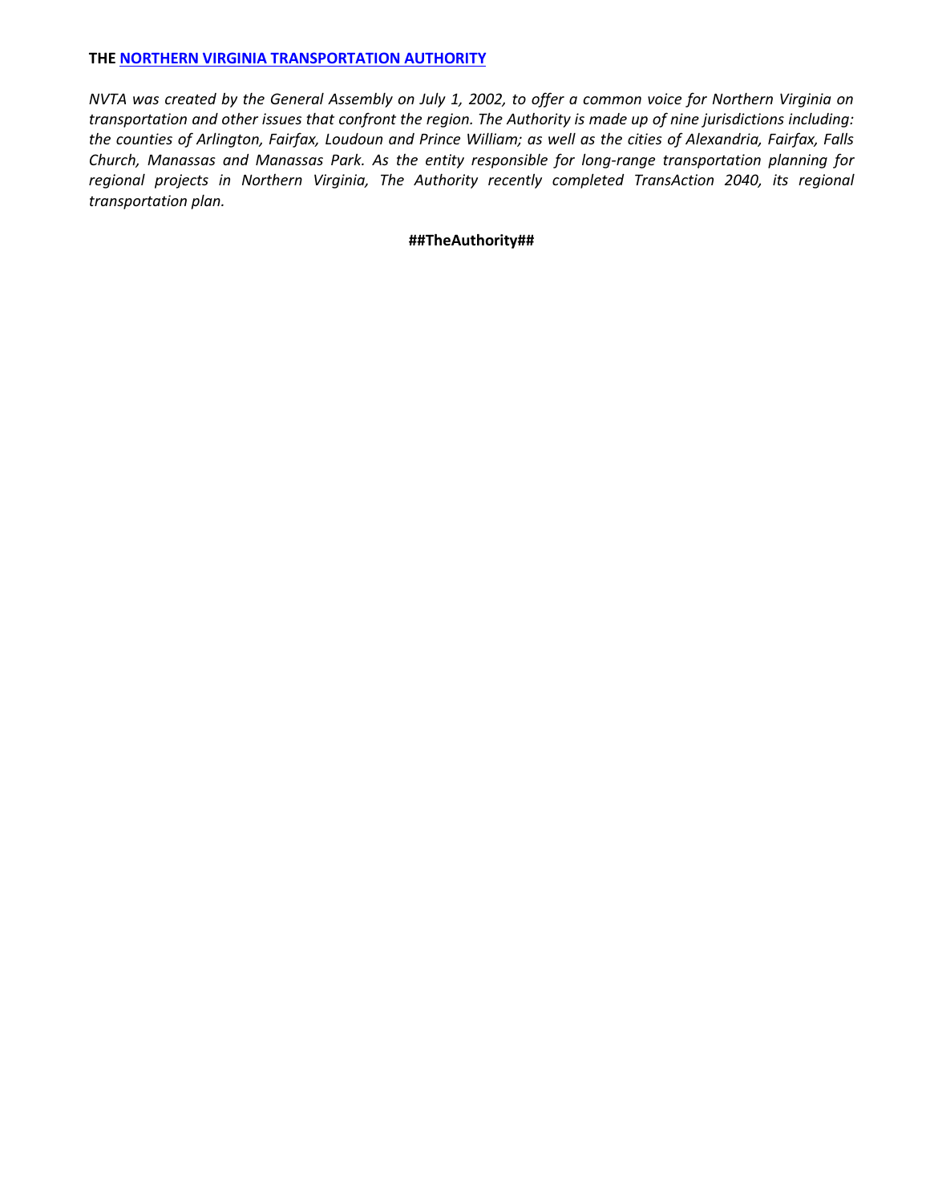**THE NORTHERN VIRGINIA TRANSPORTATION AUTHORITY**

*NVTA was created by the General Assembly on July 1, 2002, to offer a common voice for Northern Virginia on transportation and other issues that confront the region. The Authority is made up of nine jurisdictions including: the counties of Arlington, Fairfax, Loudoun and Prince William; as well as the cities of Alexandria, Fairfax, Falls Church, Manassas and Manassas Park. As the entity responsible for long-range transportation planning for regional projects in Northern Virginia, The Authority recently completed TransAction 2040, its regional transportation plan.*

**##TheAuthority##**